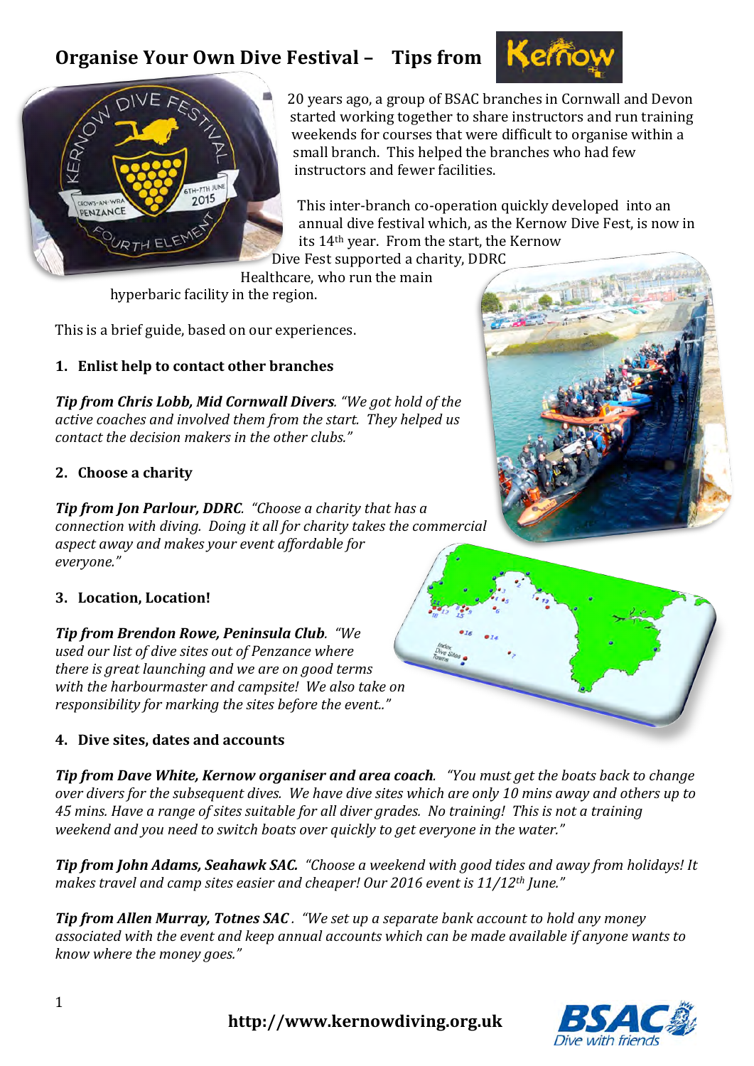# Organise Your Own Dive Festival – Tips from Kernow

20 years ago, a group of BSAC branches in Cornwall and Devon started working together to share instructors and run training weekends for courses that were difficult to organise within a small branch. This helped the branches who had few instructors and fewer facilities.

This inter-branch co-operation quickly developed into an annual dive festival which, as the Kernow Dive Fest, is now in its 14th year. From the start, the Kernow Dive Fest supported a charity, DDRC Healthcare, who run the main hyperbaric facility in the region.

This is a brief guide, based on our experiences.

1. **Enlist help to contact other branches**

***Tip from Chris Lobb, Mid Cornwall Divers****. "We got hold of the active coaches and involved them from the start. They helped us contact the decision makers in the other clubs."*

2. **Choose a charity**

***Tip from Jon Parlour, DDRC****. "Choose a charity that has a connection with diving. Doing it all for charity takes the commercial aspect away and makes your event affordable for everyone."*

3. **Location, Location!**

***Tip from Brendon Rowe, Peninsula Club****. "We used our list of dive sites out of Penzance where there is great launching and we are on good terms with the harbourmaster and campsite! We also take on responsibility for marking the sites before the event.."*

4. **Dive sites, dates and accounts**

***Tip from Dave White, Kernow organiser and area coach****. "You must get the boats back to change over divers for the subsequent dives. We have dive sites which are only 10 mins away and others up to 45 mins. Have a range of sites suitable for all diver grades. No training! This is not a training weekend and you need to switch boats over quickly to get everyone in the water."*

***Tip from John Adams, Seahawk SAC.*** *"Choose a weekend with good tides and away from holidays! It makes travel and camp sites easier and cheaper! Our 2016 event is 11/12th June."*

***Tip from Allen Murray, Totnes SAC****. "We set up a separate bank account to hold any money associated with the event and keep annual accounts which can be made available if anyone wants to know where the money goes."*

**http://www.kernowdiving.org.uk**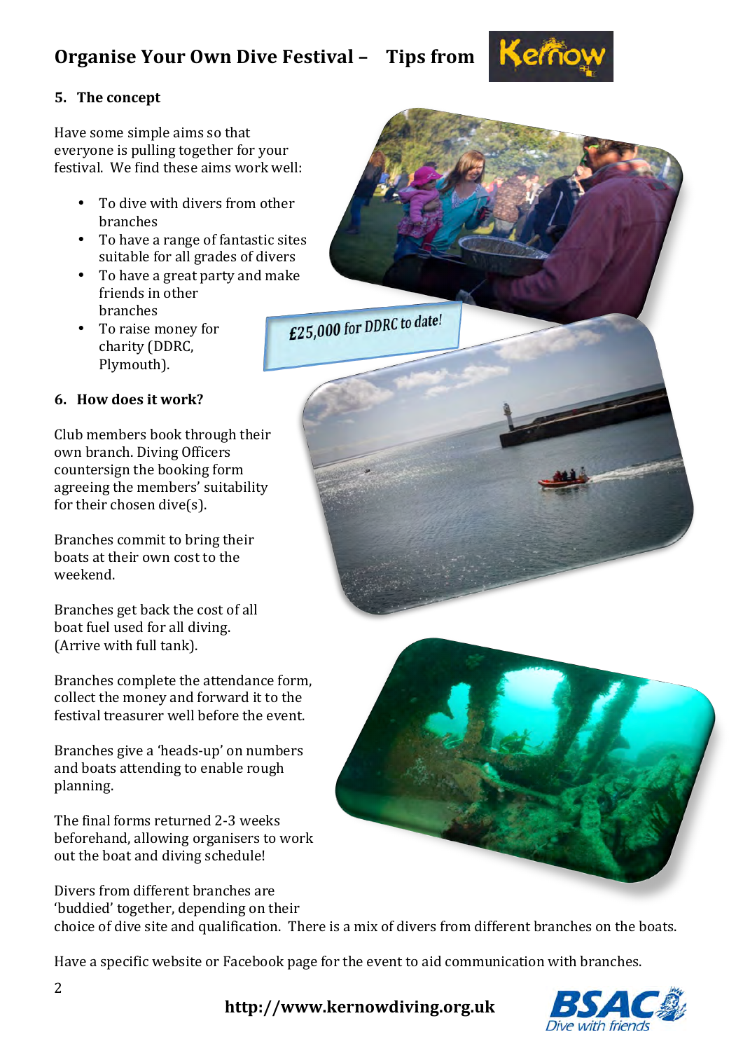# Organise Your Own Dive Festival – Tips from Kernow

## 5. The concept

Have some simple aims so that everyone is pulling together for your festival. We find these aims work well:

- To dive with divers from other branches
- To have a range of fantastic sites suitable for all grades of divers
- To have a great party and make friends in other branches
- To raise money for charity (DDRC, Plymouth).

£25,000 for DDRC to date!

## 6. How does it work?

Club members book through their own branch. Diving Officers countersign the booking form agreeing the members' suitability for their chosen dive(s).

Branches commit to bring their boats at their own cost to the weekend.

Branches get back the cost of all boat fuel used for all diving. (Arrive with full tank).

Branches complete the attendance form, collect the money and forward it to the festival treasurer well before the event.

Branches give a 'heads-up' on numbers and boats attending to enable rough planning.

The final forms returned 2-3 weeks beforehand, allowing organisers to work out the boat and diving schedule!

Divers from different branches are 'buddied' together, depending on their choice of dive site and qualification. There is a mix of divers from different branches on the boats.

Have a specific website or Facebook page for the event to aid communication with branches.

**http://www.kernowdiving.org.uk**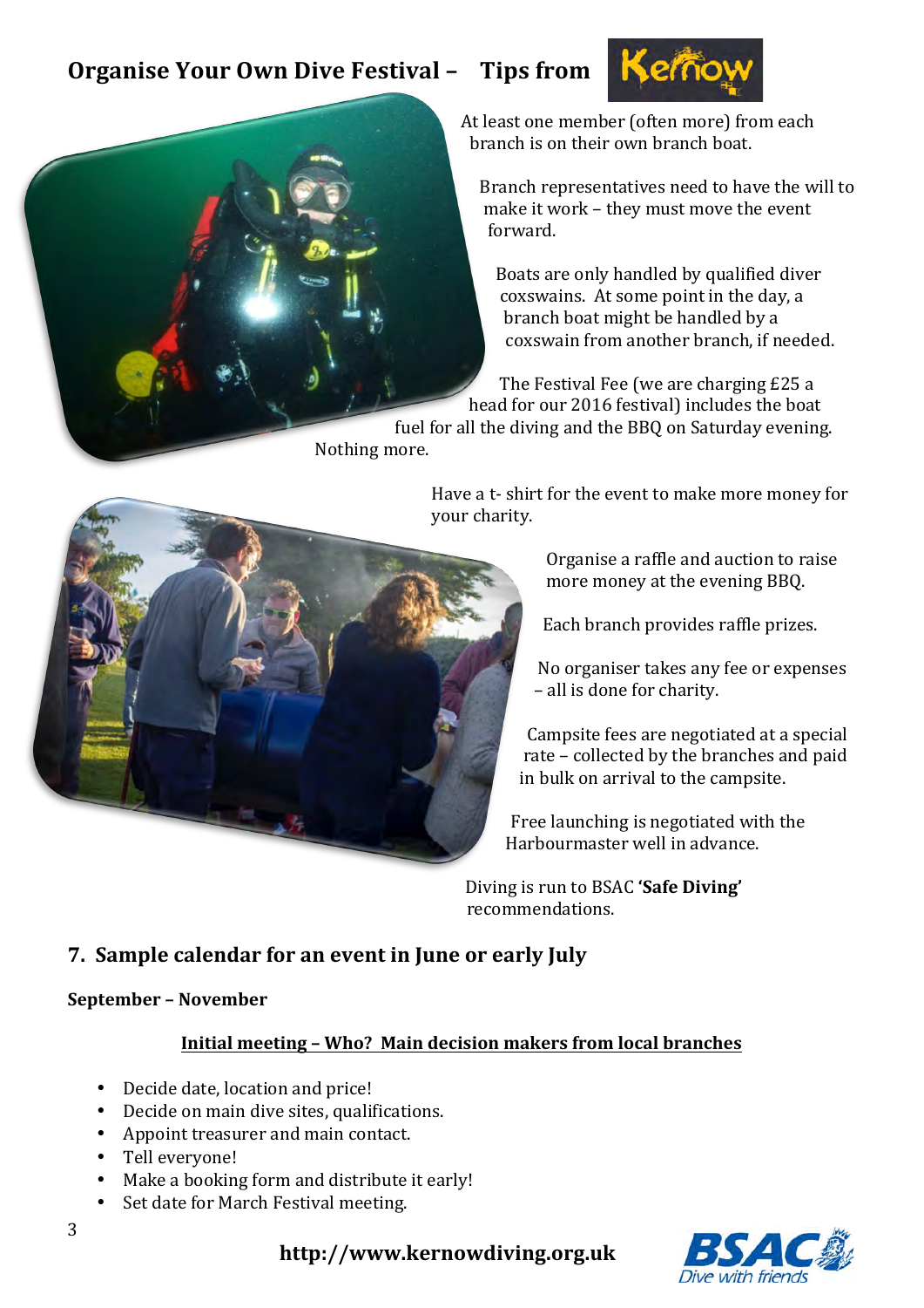## Organise Your Own Dive Festival – Tips from Kernow

At least one member (often more) from each branch is on their own branch boat.

Branch representatives need to have the will to make it work – they must move the event forward.

Boats are only handled by qualified diver coxswains. At some point in the day, a branch boat might be handled by a coxswain from another branch, if needed.

The Festival Fee (we are charging £25 a head for our 2016 festival) includes the boat fuel for all the diving and the BBQ on Saturday evening. Nothing more.

Have a t- shirt for the event to make more money for your charity.

Organise a raffle and auction to raise more money at the evening BBQ.

Each branch provides raffle prizes.

No organiser takes any fee or expenses – all is done for charity.

Campsite fees are negotiated at a special rate – collected by the branches and paid in bulk on arrival to the campsite.

Free launching is negotiated with the Harbourmaster well in advance.

Diving is run to BSAC **'Safe Diving'** recommendations.

## 7. Sample calendar for an event in June or early July

**September – November**

**Initial meeting – Who? Main decision makers from local branches**

- Decide date, location and price!
- Decide on main dive sites, qualifications.
- Appoint treasurer and main contact.
- Tell everyone!
- Make a booking form and distribute it early!
- Set date for March Festival meeting.

**http://www.kernowdiving.org.uk**

BSAC Dive with friends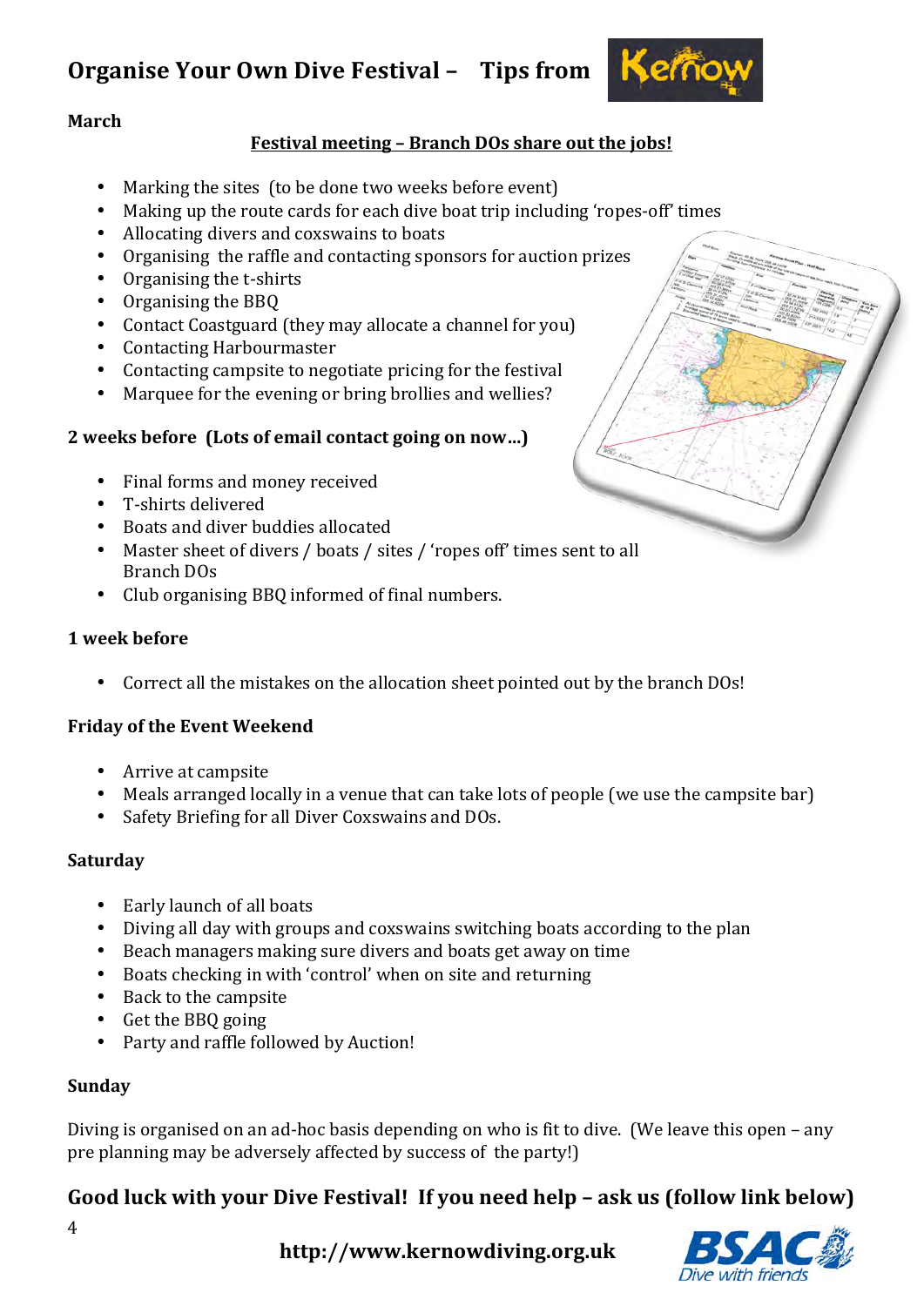# Organise Your Own Dive Festival – Tips from Kernow

**March**

**Festival meeting – Branch DOs share out the jobs!**

- Marking the sites (to be done two weeks before event)
- Making up the route cards for each dive boat trip including 'ropes-off' times
- Allocating divers and coxswains to boats
- Organising the raffle and contacting sponsors for auction prizes
- Organising the t-shirts
- Organising the BBQ
- Contact Coastguard (they may allocate a channel for you)
- Contacting Harbourmaster
- Contacting campsite to negotiate pricing for the festival
- Marquee for the evening or bring brollies and wellies?

**2 weeks before (Lots of email contact going on now…)**

- Final forms and money received
- T-shirts delivered
- Boats and diver buddies allocated
- Master sheet of divers / boats / sites / 'ropes off' times sent to all Branch DOs
- Club organising BBQ informed of final numbers.

**1 week before**

- Correct all the mistakes on the allocation sheet pointed out by the branch DOs!

**Friday of the Event Weekend**

- Arrive at campsite
- Meals arranged locally in a venue that can take lots of people (we use the campsite bar)
- Safety Briefing for all Diver Coxswains and DOs.

**Saturday**

- Early launch of all boats
- Diving all day with groups and coxswains switching boats according to the plan
- Beach managers making sure divers and boats get away on time
- Boats checking in with 'control' when on site and returning
- Back to the campsite
- Get the BBQ going
- Party and raffle followed by Auction!

**Sunday**

Diving is organised on an ad-hoc basis depending on who is fit to dive. (We leave this open – any pre planning may be adversely affected by success of the party!)

## Good luck with your Dive Festival! If you need help – ask us (follow link below)

**http://www.kernowdiving.org.uk**

BSAC Dive with friends